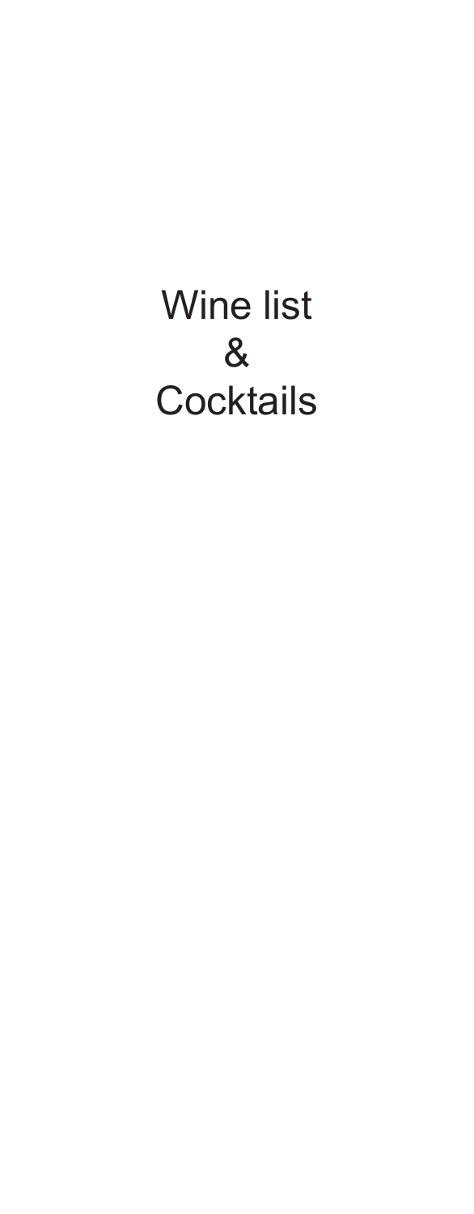# Wine list & Cocktails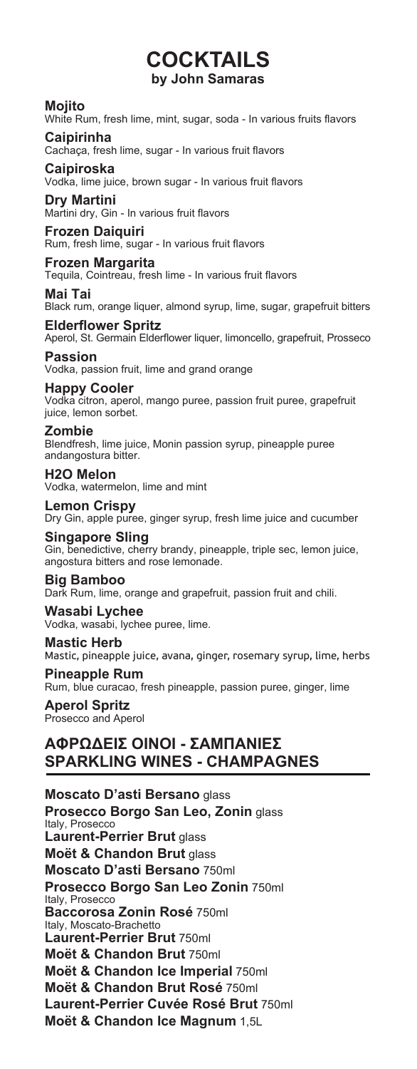# COCKTAILS
## by John Samaras

**Mojito**
White Rum, fresh lime, mint, sugar, soda - In various fruits flavors

**Caipirinha**
Cachaça, fresh lime, sugar - In various fruit flavors

**Caipiroska**
Vodka, lime juice, brown sugar - In various fruit flavors

**Dry Martini**
Martini dry, Gin - In various fruit flavors

**Frozen Daiquiri**
Rum, fresh lime, sugar - In various fruit flavors

**Frozen Margarita**
Tequila, Cointreau, fresh lime - In various fruit flavors

**Mai Tai**
Black rum, orange liquer, almond syrup, lime, sugar, grapefruit bitters

**Elderflower Spritz**
Aperol, St. Germain Elderflower liquer, limoncello, grapefruit, Prosseco

**Passion**
Vodka, passion fruit, lime and grand orange

**Happy Cooler**
Vodka citron, aperol, mango puree, passion fruit puree, grapefruit juice, lemon sorbet.

**Zombie**
Blendfresh, lime juice, Monin passion syrup, pineapple puree andangostura bitter.

**H2O Melon**
Vodka, watermelon, lime and mint

**Lemon Crispy**
Dry Gin, apple puree, ginger syrup, fresh lime juice and cucumber

**Singapore Sling**
Gin, benedictive, cherry brandy, pineapple, triple sec, lemon juice, angostura bitters and rose lemonade.

**Big Bamboo**
Dark Rum, lime, orange and grapefruit, passion fruit and chili.

**Wasabi Lychee**
Vodka, wasabi, lychee puree, lime.

**Mastic Herb**
Mastic, pineapple juice, avana, ginger, rosemary syrup, lime, herbs

**Pineapple Rum**
Rum, blue curacao, fresh pineapple, passion puree, ginger, lime

**Aperol Spritz**
Prosecco and Aperol

## ΑΦΡΩΔΕΙΣ ΟΙΝΟΙ - ΣΑΜΠΑΝΙΕΣ
## SPARKLING WINES - CHAMPAGNES

**Moscato D'asti Bersano** glass

**Prosecco Borgo San Leo, Zonin** glass
Italy, Prosecco

**Laurent-Perrier Brut** glass

**Moët & Chandon Brut** glass

**Moscato D'asti Bersano** 750ml

**Prosecco Borgo San Leo Zonin** 750ml
Italy, Prosecco

**Baccorosa Zonin Rosé** 750ml
Italy, Moscato-Brachetto

**Laurent-Perrier Brut** 750ml

**Moët & Chandon Brut** 750ml

**Moët & Chandon Ice Imperial** 750ml

**Moët & Chandon Brut Rosé** 750ml

**Laurent-Perrier Cuvée Rosé Brut** 750ml

**Moët & Chandon Ice Magnum** 1,5L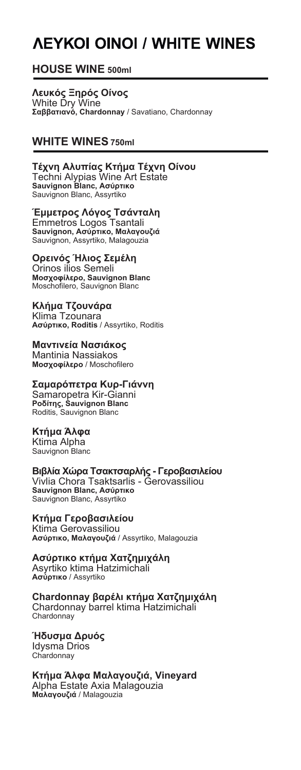# ΛΕΥΚΟΙ ΟΙΝΟΙ / WHITE WINES

## HOUSE WINE 500ml

**Λευκός Ξηρός Οίνος**
White Dry Wine
**Σαββατιανό, Chardonnay** / Savatiano, Chardonnay

## WHITE WINES 750ml

**Τέχνη Αλυπίας Κτήμα Τέχνη Οίνου**
Techni Alypias Wine Art Estate
**Sauvignon Blanc, Ασύρτικο**
Sauvignon Blanc, Assyrtiko

**Έμμετρος Λόγος Τσάνταλη**
Emmetros Logos Tsantali
**Sauvignon, Ασύρτικο, Μαλαγουζιά**
Sauvignon, Assyrtiko, Malagouzia

**Ορεινός Ήλιος Σεμέλη**
Orinos ilios Semeli
**Μοσχοφίλερο, Sauvignon Blanc**
Moschofilero, Sauvignon Blanc

**Κλήμα Τζουνάρα**
Klima Tzounara
**Ασύρτικο, Roditis** / Assyrtiko, Roditis

**Μαντινεία Νασιάκος**
Mantinia Nassiakos
**Μοσχοφίλερο** / Moschofilero

**Σαμαρόπετρα Κυρ-Γιάννη**
Samaropetra Kir-Gianni
**Ροδίτης, Sauvignon Blanc**
Roditis, Sauvignon Blanc

**Κτήμα Άλφα**
Ktima Alpha
Sauvignon Blanc

**Βιβλία Χώρα Τσακτσαρλής - Γεροβασιλείου**
Vivlia Chora Tsaktsarlis - Gerovassiliou
**Sauvignon Blanc, Ασύρτικο**
Sauvignon Blanc, Assyrtiko

**Κτήμα Γεροβασιλείου**
Ktima Gerovassiliou
**Ασύρτικο, Μαλαγουζιά** / Assyrtiko, Malagouzia

**Ασύρτικο κτήμα Χατζημιχάλη**
Asyrtiko ktima Hatzimichali
**Ασύρτικο** / Assyrtiko

**Chardonnay βαρέλι κτήμα Χατζημιχάλη**
Chardonnay barrel ktima Hatzimichali
Chardonnay

**Ήδυσμα Δρυός**
Idysma Drios
Chardonnay

**Κτήμα Άλφα Μαλαγουζιά, Vineyard**
Alpha Estate Axia Malagouzia
**Μαλαγουζιά** / Malagouzia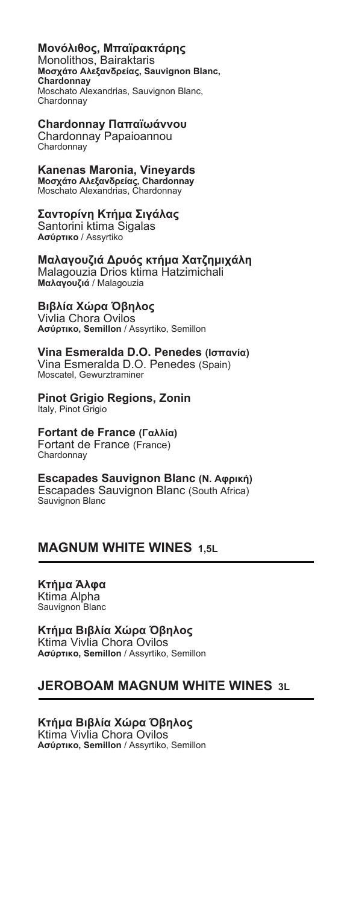**Μονόλιθος, Μπαϊρακτάρης**
Monolithos, Bairaktaris
**Μοσχάτο Αλεξανδρείας, Sauvignon Blanc, Chardonnay**
Moschato Alexandrias, Sauvignon Blanc, Chardonnay

**Chardonnay Παπαϊωάννου**
Chardonnay Papaioannou
Chardonnay

**Kanenas Maronia, Vineyards**
**Μοσχάτο Αλεξανδρείας, Chardonnay**
Moschato Alexandrias, Chardonnay

**Σαντορίνη Κτήμα Σιγάλας**
Santorini ktima Sigalas
**Ασύρτικο** / Assyrtiko

**Μαλαγουζιά Δρυός κτήμα Χατζημιχάλη**
Malagouzia Drios ktima Hatzimichali
**Μαλαγουζιά** / Malagouzia

**Βιβλία Χώρα Όβηλος**
Vivlia Chora Ovilos
**Ασύρτικο, Semillon** / Assyrtiko, Semillon

**Vina Esmeralda D.O. Penedes (Ισπανία)**
Vina Esmeralda D.O. Penedes (Spain)
Moscatel, Gewurztraminer

**Pinot Grigio Regions, Zonin**
Italy, Pinot Grigio

**Fortant de France (Γαλλία)**
Fortant de France (France)
Chardonnay

**Escapades Sauvignon Blanc (Ν. Αφρική)**
Escapades Sauvignon Blanc (South Africa)
Sauvignon Blanc

## MAGNUM WHITE WINES 1,5L

**Κτήμα Άλφα**
Ktima Alpha
Sauvignon Blanc

**Κτήμα Βιβλία Χώρα Όβηλος**
Ktima Vivlia Chora Ovilos
**Ασύρτικο, Semillon** / Assyrtiko, Semillon

## JEROBOAM MAGNUM WHITE WINES 3L

**Κτήμα Βιβλία Χώρα Όβηλος**
Ktima Vivlia Chora Ovilos
**Ασύρτικο, Semillon** / Assyrtiko, Semillon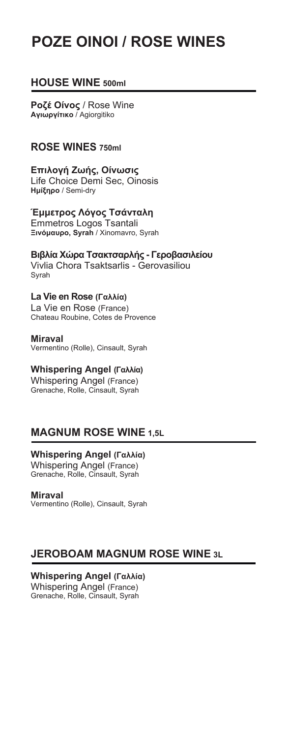# ΡΟΖΕ ΟΙΝΟΙ / ROSE WINES

## HOUSE WINE 500ml

**Ροζέ Οίνος** / Rose Wine
**Αγιωργίτικο** / Agiorgitiko

## ROSE WINES 750ml

**Επιλογή Ζωής, Οίνωσις**
Life Choice Demi Sec, Oinosis
**Ημίξηρο** / Semi-dry

**Έμμετρος Λόγος Τσάνταλη**
Emmetros Logos Tsantali
**Ξινόμαυρο, Syrah** / Xinomavro, Syrah

**Βιβλία Χώρα Τσακτσαρλής - Γεροβασιλείου**
Vivlia Chora Tsaktsarlis - Gerovasiliou
Syrah

**La Vie en Rose (Γαλλία)**
La Vie en Rose (France)
Chateau Roubine, Cotes de Provence

**Miraval**
Vermentino (Rolle), Cinsault, Syrah

**Whispering Angel (Γαλλία)**
Whispering Angel (France)
Grenache, Rolle, Cinsault, Syrah

## MAGNUM ROSE WINE 1,5L

**Whispering Angel (Γαλλία)**
Whispering Angel (France)
Grenache, Rolle, Cinsault, Syrah

**Miraval**
Vermentino (Rolle), Cinsault, Syrah

## JEROBOAM MAGNUM ROSE WINE 3L

**Whispering Angel (Γαλλία)**
Whispering Angel (France)
Grenache, Rolle, Cinsault, Syrah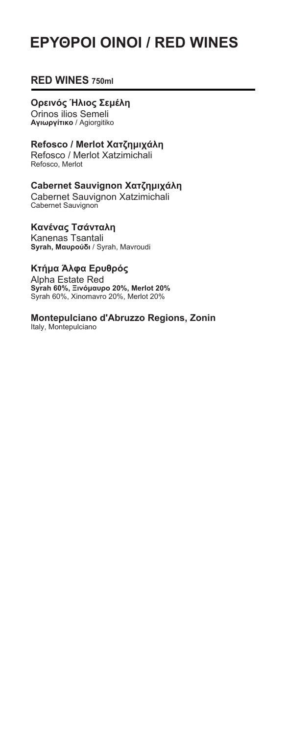# ΕΡΥΘΡΟΙ ΟΙΝΟΙ / RED WINES

## RED WINES 750ml

**Ορεινός Ήλιος Σεμέλη**
Orinos ilios Semeli
**Αγιωργίτικο** / Agiorgitiko

**Refosco / Merlot Χατζημιχάλη**
Refosco / Merlot Xatzimichali
Refosco, Merlot

**Cabernet Sauvignon Χατζημιχάλη**
Cabernet Sauvignon Xatzimichali
Cabernet Sauvignon

**Κανένας Τσάνταλη**
Kanenas Tsantali
**Syrah, Μαυρούδι** / Syrah, Mavroudi

**Κτήμα Άλφα Ερυθρός**
Alpha Estate Red
**Syrah 60%, Ξινόμαυρο 20%, Merlot 20%**
Syrah 60%, Xinomavro 20%, Merlot 20%

**Montepulciano d'Abruzzo Regions, Zonin**
Italy, Montepulciano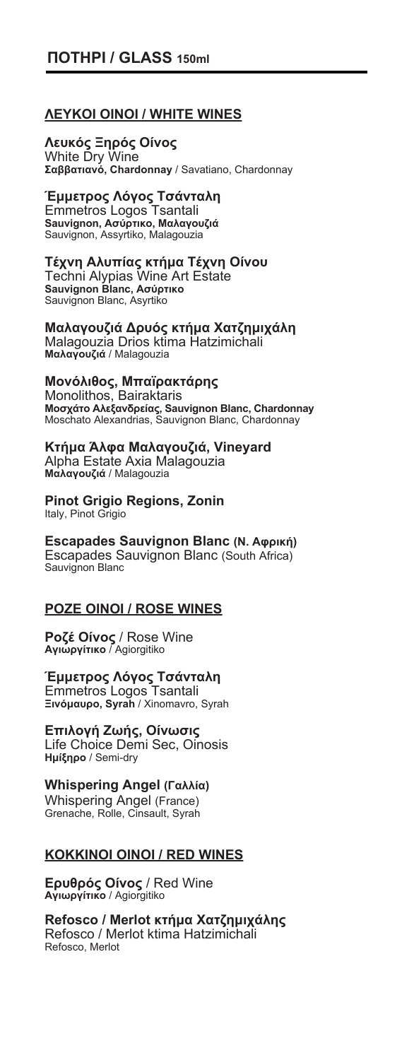## ΠΟΤΗΡΙ / GLASS 150ml

### ΛΕΥΚΟΙ ΟΙΝΟΙ / WHITE WINES

**Λευκός Ξηρός Οίνος**
White Dry Wine
**Σαββατιανό, Chardonnay** / Savatiano, Chardonnay

**Έμμετρος Λόγος Τσάνταλη**
Emmetros Logos Tsantali
**Sauvignon, Ασύρτικο, Μαλαγουζιά**
Sauvignon, Assyrtiko, Malagouzia

**Τέχνη Αλυπίας κτήμα Τέχνη Οίνου**
Techni Alypias Wine Art Estate
**Sauvignon Blanc, Ασύρτικο**
Sauvignon Blanc, Asyrtiko

**Μαλαγουζιά Δρυός κτήμα Χατζημιχάλη**
Malagouzia Drios ktima Hatzimichali
**Μαλαγουζιά** / Malagouzia

**Μονόλιθος, Μπαϊρακτάρης**
Monolithos, Bairaktaris
**Μοσχάτο Αλεξανδρείας, Sauvignon Blanc, Chardonnay**
Moschato Alexandrias, Sauvignon Blanc, Chardonnay

**Κτήμα Άλφα Μαλαγουζιά, Vineyard**
Alpha Estate Axia Malagouzia
**Μαλαγουζιά** / Malagouzia

**Pinot Grigio Regions, Zonin**
Italy, Pinot Grigio

**Escapades Sauvignon Blanc (Ν. Αφρική)**
Escapades Sauvignon Blanc (South Africa)
Sauvignon Blanc

### ΡΟΖΕ ΟΙΝΟΙ / ROSE WINES

**Ροζέ Οίνος** / Rose Wine
**Αγιωργίτικο** / Agiorgitiko

**Έμμετρος Λόγος Τσάνταλη**
Emmetros Logos Tsantali
**Ξινόμαυρο, Syrah** / Xinomavro, Syrah

**Επιλογή Ζωής, Οίνωσις**
Life Choice Demi Sec, Oinosis
**Ημίξηρο** / Semi-dry

**Whispering Angel (Γαλλία)**
Whispering Angel (France)
Grenache, Rolle, Cinsault, Syrah

### ΚΟΚΚΙΝΟΙ ΟΙΝΟΙ / RED WINES

**Ερυθρός Οίνος** / Red Wine
**Αγιωργίτικο** / Agiorgitiko

**Refosco / Merlot κτήμα Χατζημιχάλης**
Refosco / Merlot ktima Hatzimichali
Refosco, Merlot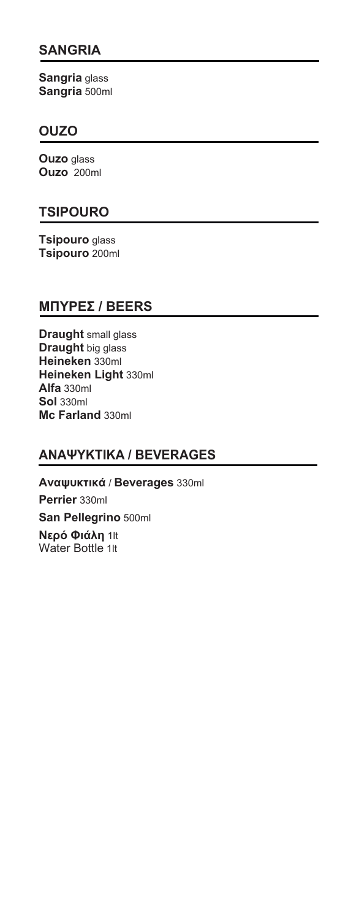## SANGRIA

**Sangria** glass
**Sangria** 500ml

## OUZO

**Ouzo** glass
**Ouzo** 200ml

## TSIPOURO

**Tsipouro** glass
**Tsipouro** 200ml

## ΜΠΥΡΕΣ / BEERS

**Draught** small glass
**Draught** big glass
**Heineken** 330ml
**Heineken Light** 330ml
**Alfa** 330ml
**Sol** 330ml
**Mc Farland** 330ml

## ΑΝΑΨΥΚΤΙΚΑ / BEVERAGES

**Αναψυκτικά** / **Beverages** 330ml

**Perrier** 330ml

**San Pellegrino** 500ml

**Νερό Φιάλη** 1lt
Water Bottle 1lt